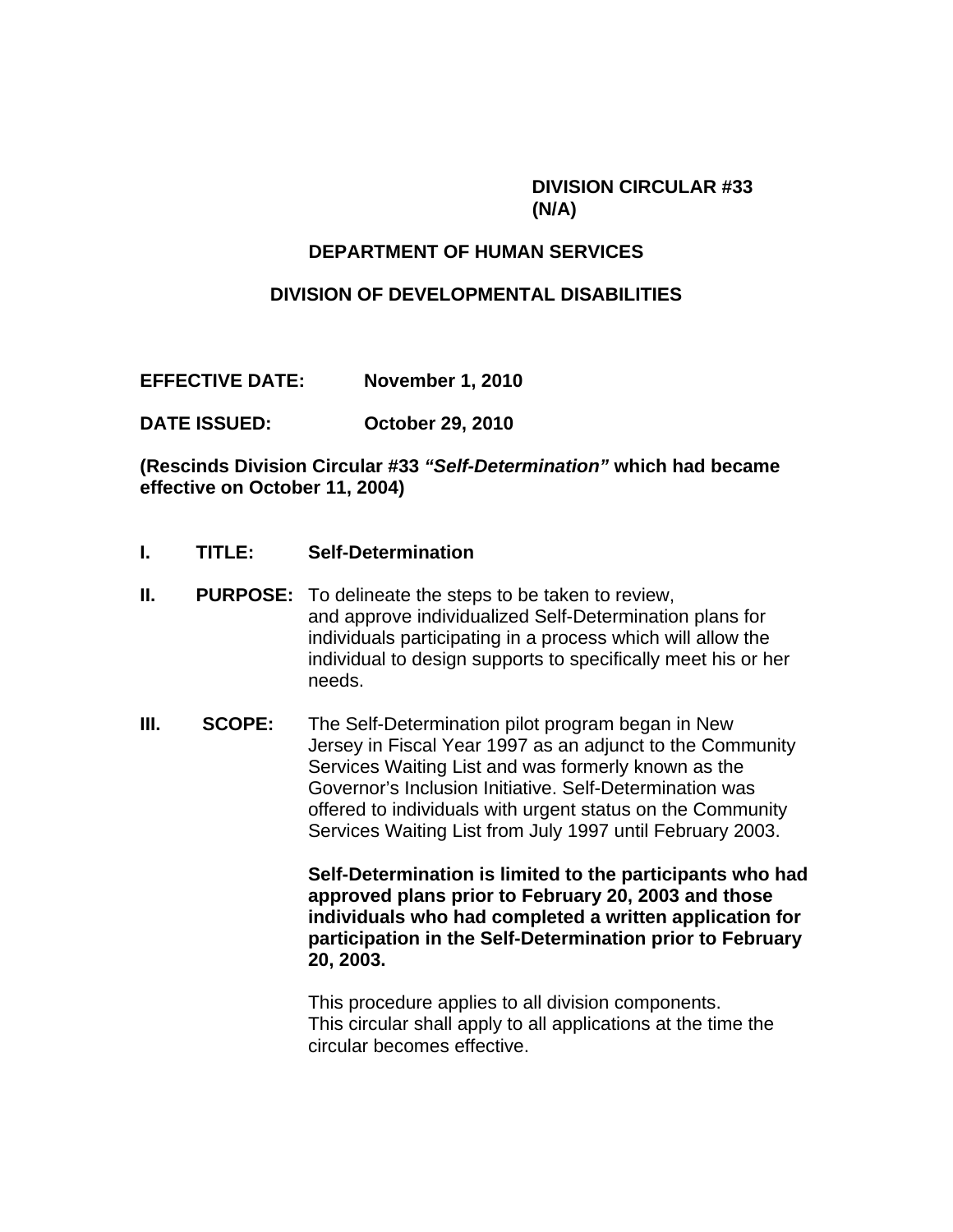**DIVISION CIRCULAR #33**
**(N/A)**

**DEPARTMENT OF HUMAN SERVICES**

**DIVISION OF DEVELOPMENTAL DISABILITIES**

**EFFECTIVE DATE:** **November 1, 2010**

**DATE ISSUED:** **October 29, 2010**

**(Rescinds Division Circular #33 *"Self-Determination"* which had became effective on October 11, 2004)**

**I. TITLE:** **Self-Determination**

**II. PURPOSE:** To delineate the steps to be taken to review, and approve individualized Self-Determination plans for individuals participating in a process which will allow the individual to design supports to specifically meet his or her needs.

**III. SCOPE:** The Self-Determination pilot program began in New Jersey in Fiscal Year 1997 as an adjunct to the Community Services Waiting List and was formerly known as the Governor's Inclusion Initiative. Self-Determination was offered to individuals with urgent status on the Community Services Waiting List from July 1997 until February 2003.

**Self-Determination is limited to the participants who had approved plans prior to February 20, 2003 and those individuals who had completed a written application for participation in the Self-Determination prior to February 20, 2003.**

This procedure applies to all division components. This circular shall apply to all applications at the time the circular becomes effective.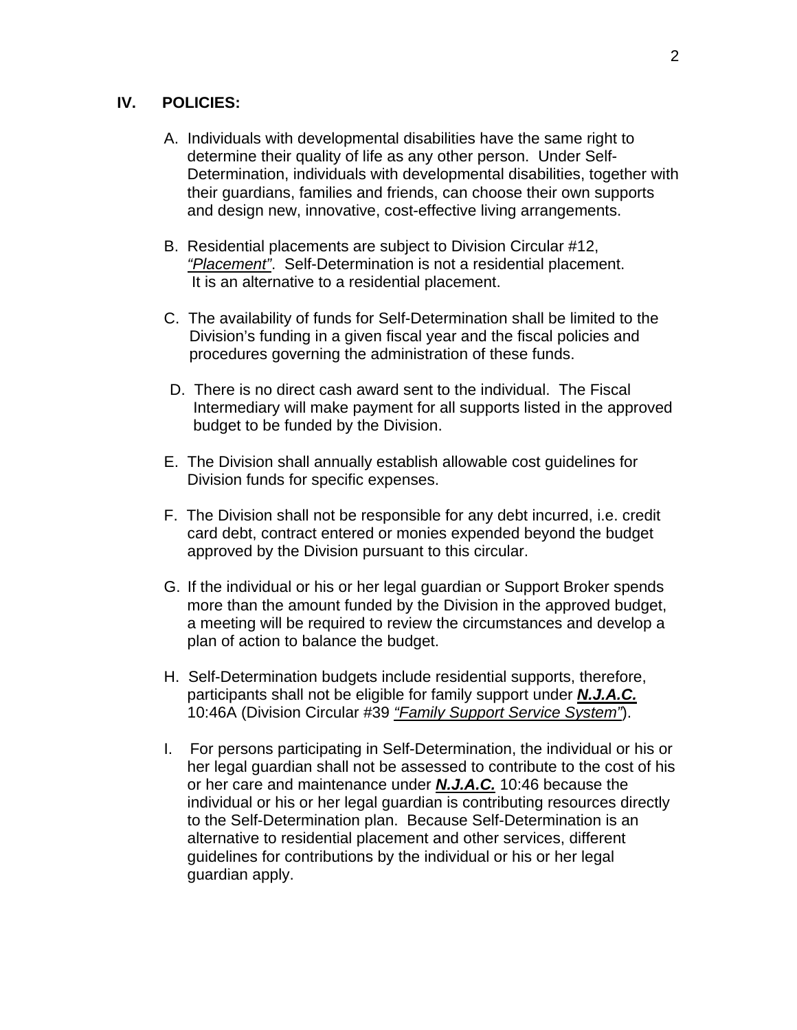## IV. POLICIES:

A. Individuals with developmental disabilities have the same right to determine their quality of life as any other person. Under Self-Determination, individuals with developmental disabilities, together with their guardians, families and friends, can choose their own supports and design new, innovative, cost-effective living arrangements.

B. Residential placements are subject to Division Circular #12, *"Placement"*. Self-Determination is not a residential placement. It is an alternative to a residential placement.

C. The availability of funds for Self-Determination shall be limited to the Division's funding in a given fiscal year and the fiscal policies and procedures governing the administration of these funds.

D. There is no direct cash award sent to the individual. The Fiscal Intermediary will make payment for all supports listed in the approved budget to be funded by the Division.

E. The Division shall annually establish allowable cost guidelines for Division funds for specific expenses.

F. The Division shall not be responsible for any debt incurred, i.e. credit card debt, contract entered or monies expended beyond the budget approved by the Division pursuant to this circular.

G. If the individual or his or her legal guardian or Support Broker spends more than the amount funded by the Division in the approved budget, a meeting will be required to review the circumstances and develop a plan of action to balance the budget.

H. Self-Determination budgets include residential supports, therefore, participants shall not be eligible for family support under ***N.J.A.C.*** 10:46A (Division Circular #39 *"Family Support Service System"*).

I. For persons participating in Self-Determination, the individual or his or her legal guardian shall not be assessed to contribute to the cost of his or her care and maintenance under ***N.J.A.C.*** 10:46 because the individual or his or her legal guardian is contributing resources directly to the Self-Determination plan. Because Self-Determination is an alternative to residential placement and other services, different guidelines for contributions by the individual or his or her legal guardian apply.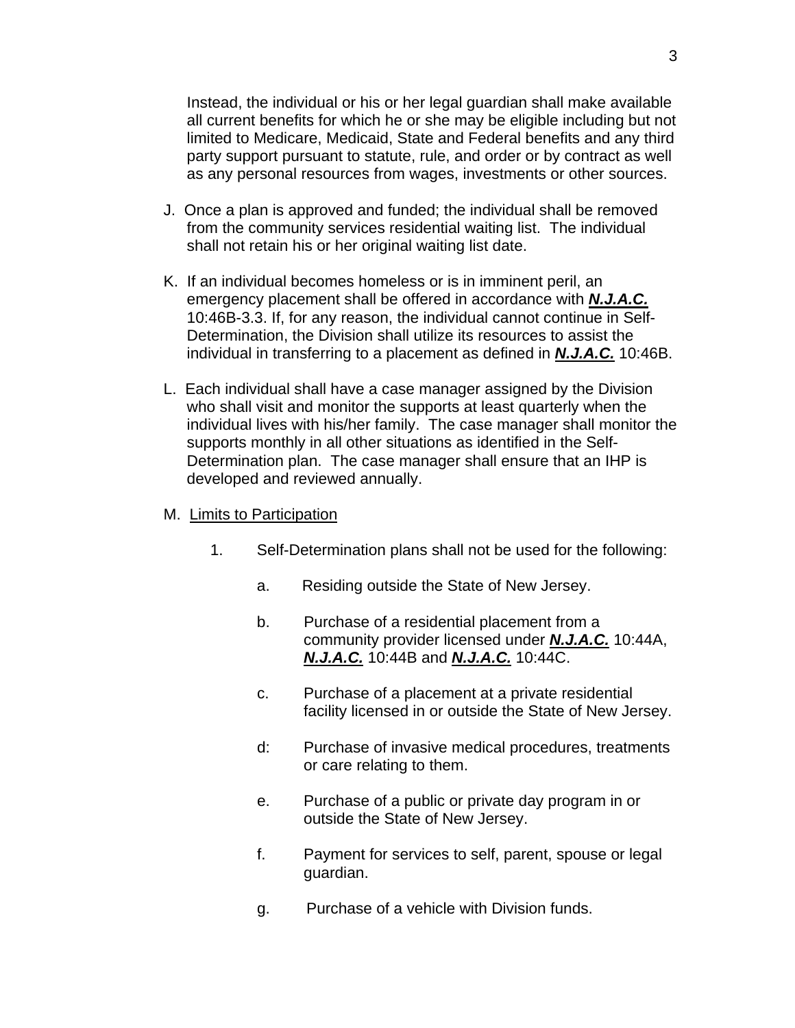Instead, the individual or his or her legal guardian shall make available all current benefits for which he or she may be eligible including but not limited to Medicare, Medicaid, State and Federal benefits and any third party support pursuant to statute, rule, and order or by contract as well as any personal resources from wages, investments or other sources.

J. Once a plan is approved and funded; the individual shall be removed from the community services residential waiting list. The individual shall not retain his or her original waiting list date.

K. If an individual becomes homeless or is in imminent peril, an emergency placement shall be offered in accordance with ***N.J.A.C.*** 10:46B-3.3. If, for any reason, the individual cannot continue in Self-Determination, the Division shall utilize its resources to assist the individual in transferring to a placement as defined in ***N.J.A.C.*** 10:46B.

L. Each individual shall have a case manager assigned by the Division who shall visit and monitor the supports at least quarterly when the individual lives with his/her family. The case manager shall monitor the supports monthly in all other situations as identified in the Self-Determination plan. The case manager shall ensure that an IHP is developed and reviewed annually.

M. Limits to Participation

1. Self-Determination plans shall not be used for the following:

   a. Residing outside the State of New Jersey.

   b. Purchase of a residential placement from a community provider licensed under ***N.J.A.C.*** 10:44A, ***N.J.A.C.*** 10:44B and ***N.J.A.C.*** 10:44C.

   c. Purchase of a placement at a private residential facility licensed in or outside the State of New Jersey.

   d: Purchase of invasive medical procedures, treatments or care relating to them.

   e. Purchase of a public or private day program in or outside the State of New Jersey.

   f. Payment for services to self, parent, spouse or legal guardian.

   g. Purchase of a vehicle with Division funds.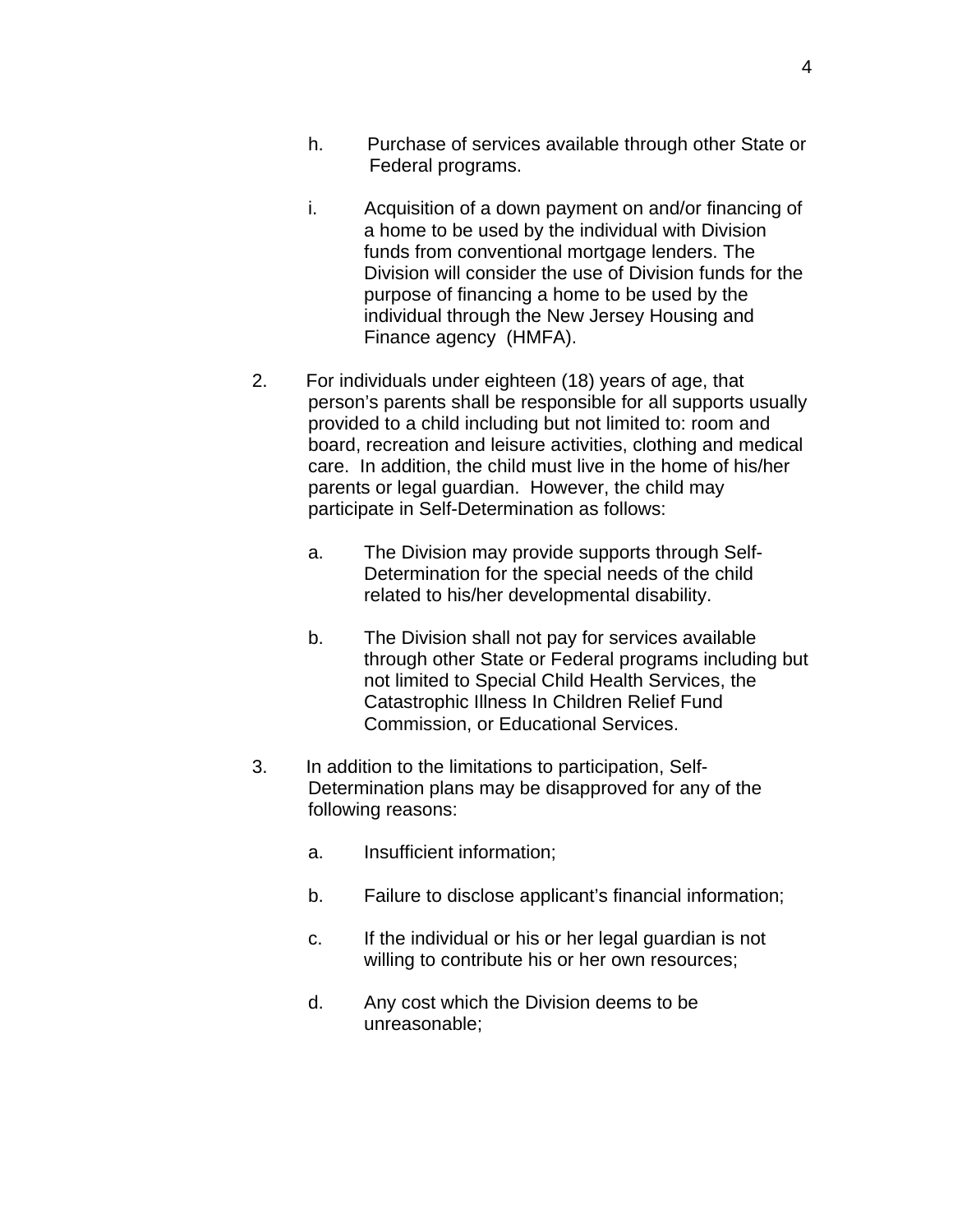h. Purchase of services available through other State or Federal programs.

i. Acquisition of a down payment on and/or financing of a home to be used by the individual with Division funds from conventional mortgage lenders. The Division will consider the use of Division funds for the purpose of financing a home to be used by the individual through the New Jersey Housing and Finance agency (HMFA).

2. For individuals under eighteen (18) years of age, that person's parents shall be responsible for all supports usually provided to a child including but not limited to: room and board, recreation and leisure activities, clothing and medical care. In addition, the child must live in the home of his/her parents or legal guardian. However, the child may participate in Self-Determination as follows:

   a. The Division may provide supports through Self-Determination for the special needs of the child related to his/her developmental disability.

   b. The Division shall not pay for services available through other State or Federal programs including but not limited to Special Child Health Services, the Catastrophic Illness In Children Relief Fund Commission, or Educational Services.

3. In addition to the limitations to participation, Self-Determination plans may be disapproved for any of the following reasons:

   a. Insufficient information;

   b. Failure to disclose applicant's financial information;

   c. If the individual or his or her legal guardian is not willing to contribute his or her own resources;

   d. Any cost which the Division deems to be unreasonable;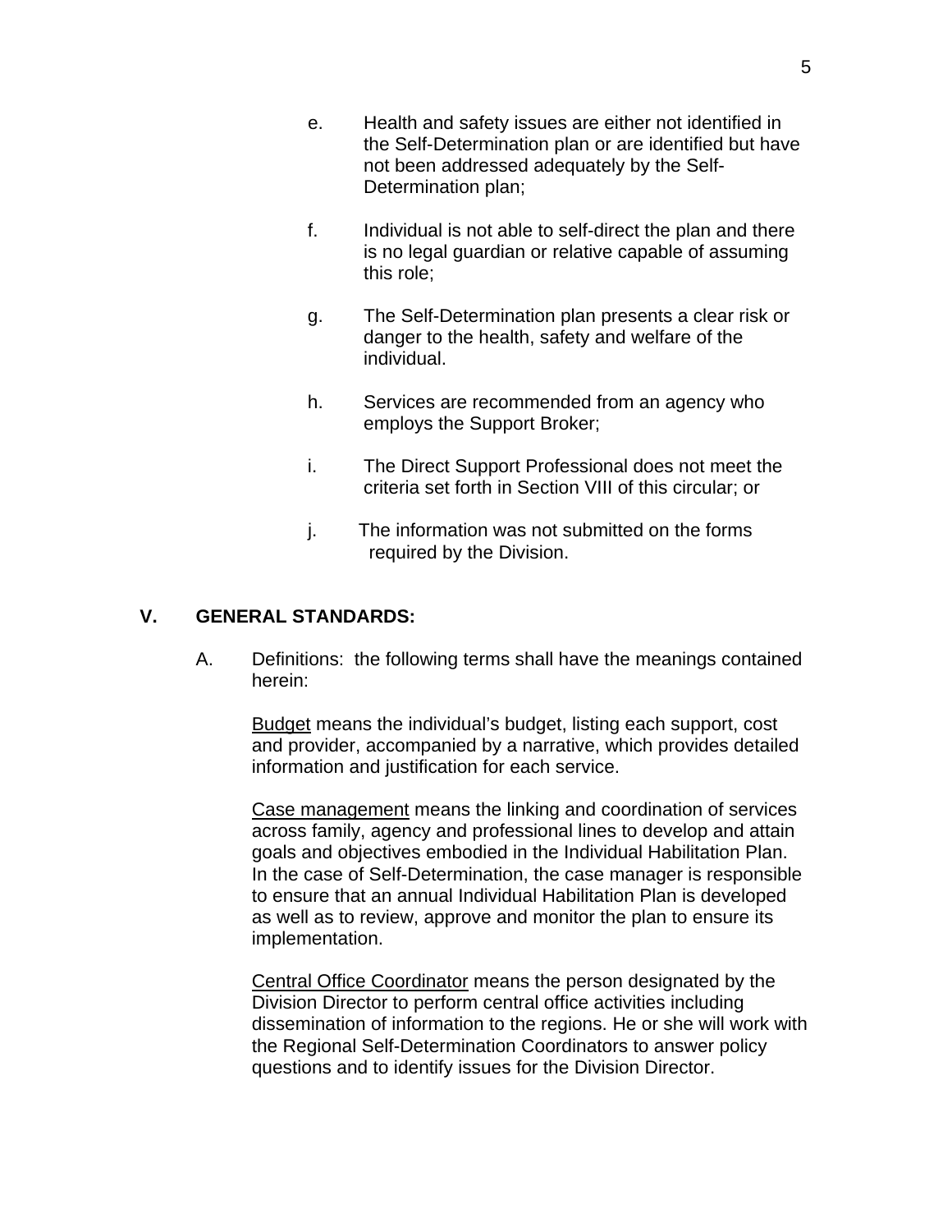e. Health and safety issues are either not identified in the Self-Determination plan or are identified but have not been addressed adequately by the Self-Determination plan;

f. Individual is not able to self-direct the plan and there is no legal guardian or relative capable of assuming this role;

g. The Self-Determination plan presents a clear risk or danger to the health, safety and welfare of the individual.

h. Services are recommended from an agency who employs the Support Broker;

i. The Direct Support Professional does not meet the criteria set forth in Section VIII of this circular; or

j. The information was not submitted on the forms required by the Division.

## V. GENERAL STANDARDS:

A. Definitions: the following terms shall have the meanings contained herein:

<u>Budget</u> means the individual's budget, listing each support, cost and provider, accompanied by a narrative, which provides detailed information and justification for each service.

<u>Case management</u> means the linking and coordination of services across family, agency and professional lines to develop and attain goals and objectives embodied in the Individual Habilitation Plan. In the case of Self-Determination, the case manager is responsible to ensure that an annual Individual Habilitation Plan is developed as well as to review, approve and monitor the plan to ensure its implementation.

<u>Central Office Coordinator</u> means the person designated by the Division Director to perform central office activities including dissemination of information to the regions. He or she will work with the Regional Self-Determination Coordinators to answer policy questions and to identify issues for the Division Director.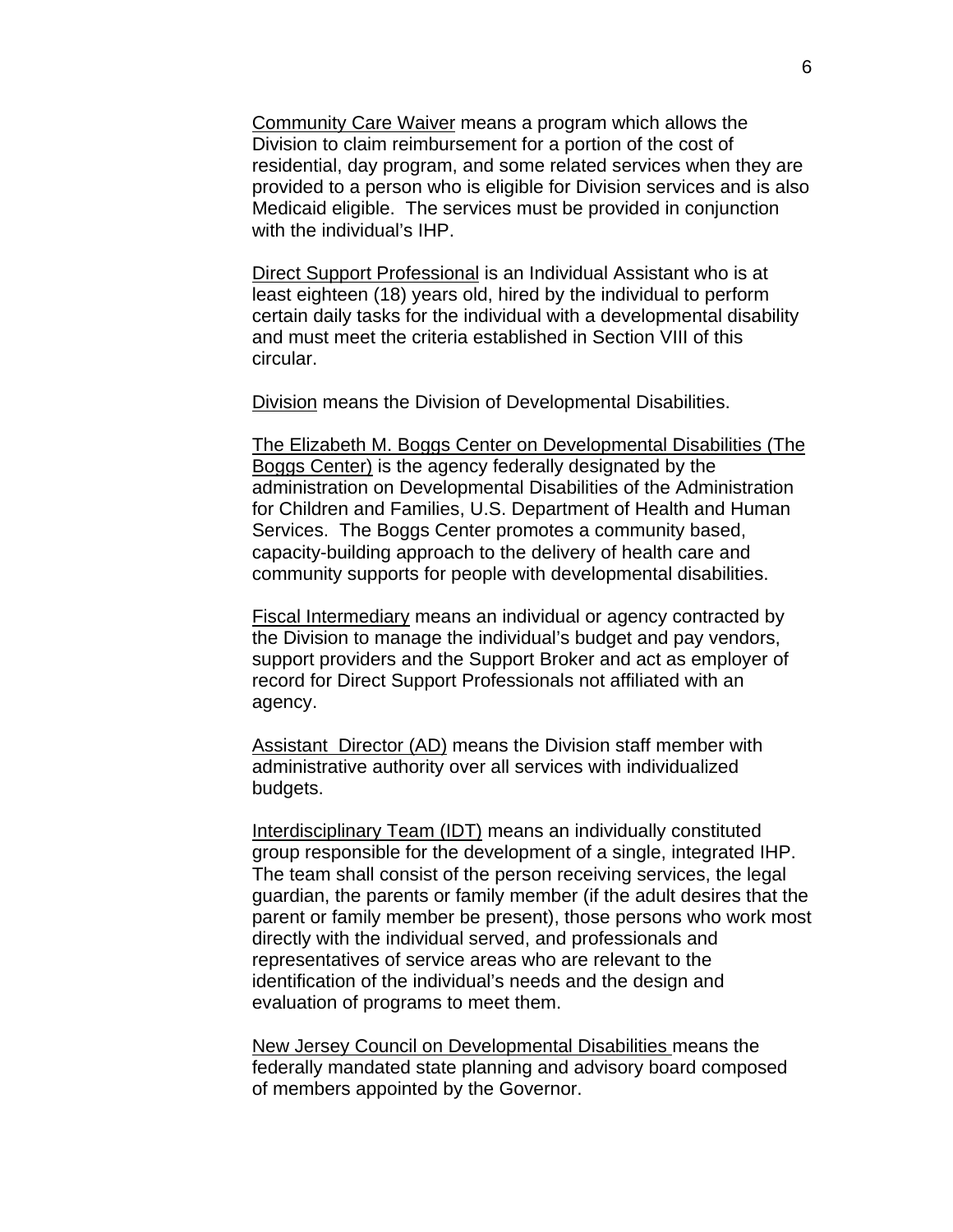<u>Community Care Waiver</u> means a program which allows the Division to claim reimbursement for a portion of the cost of residential, day program, and some related services when they are provided to a person who is eligible for Division services and is also Medicaid eligible. The services must be provided in conjunction with the individual's IHP.

<u>Direct Support Professional</u> is an Individual Assistant who is at least eighteen (18) years old, hired by the individual to perform certain daily tasks for the individual with a developmental disability and must meet the criteria established in Section VIII of this circular.

<u>Division</u> means the Division of Developmental Disabilities.

<u>The Elizabeth M. Boggs Center on Developmental Disabilities (The Boggs Center)</u> is the agency federally designated by the administration on Developmental Disabilities of the Administration for Children and Families, U.S. Department of Health and Human Services. The Boggs Center promotes a community based, capacity-building approach to the delivery of health care and community supports for people with developmental disabilities.

<u>Fiscal Intermediary</u> means an individual or agency contracted by the Division to manage the individual's budget and pay vendors, support providers and the Support Broker and act as employer of record for Direct Support Professionals not affiliated with an agency.

<u>Assistant Director (AD)</u> means the Division staff member with administrative authority over all services with individualized budgets.

<u>Interdisciplinary Team (IDT)</u> means an individually constituted group responsible for the development of a single, integrated IHP. The team shall consist of the person receiving services, the legal guardian, the parents or family member (if the adult desires that the parent or family member be present), those persons who work most directly with the individual served, and professionals and representatives of service areas who are relevant to the identification of the individual's needs and the design and evaluation of programs to meet them.

<u>New Jersey Council on Developmental Disabilities</u> means the federally mandated state planning and advisory board composed of members appointed by the Governor.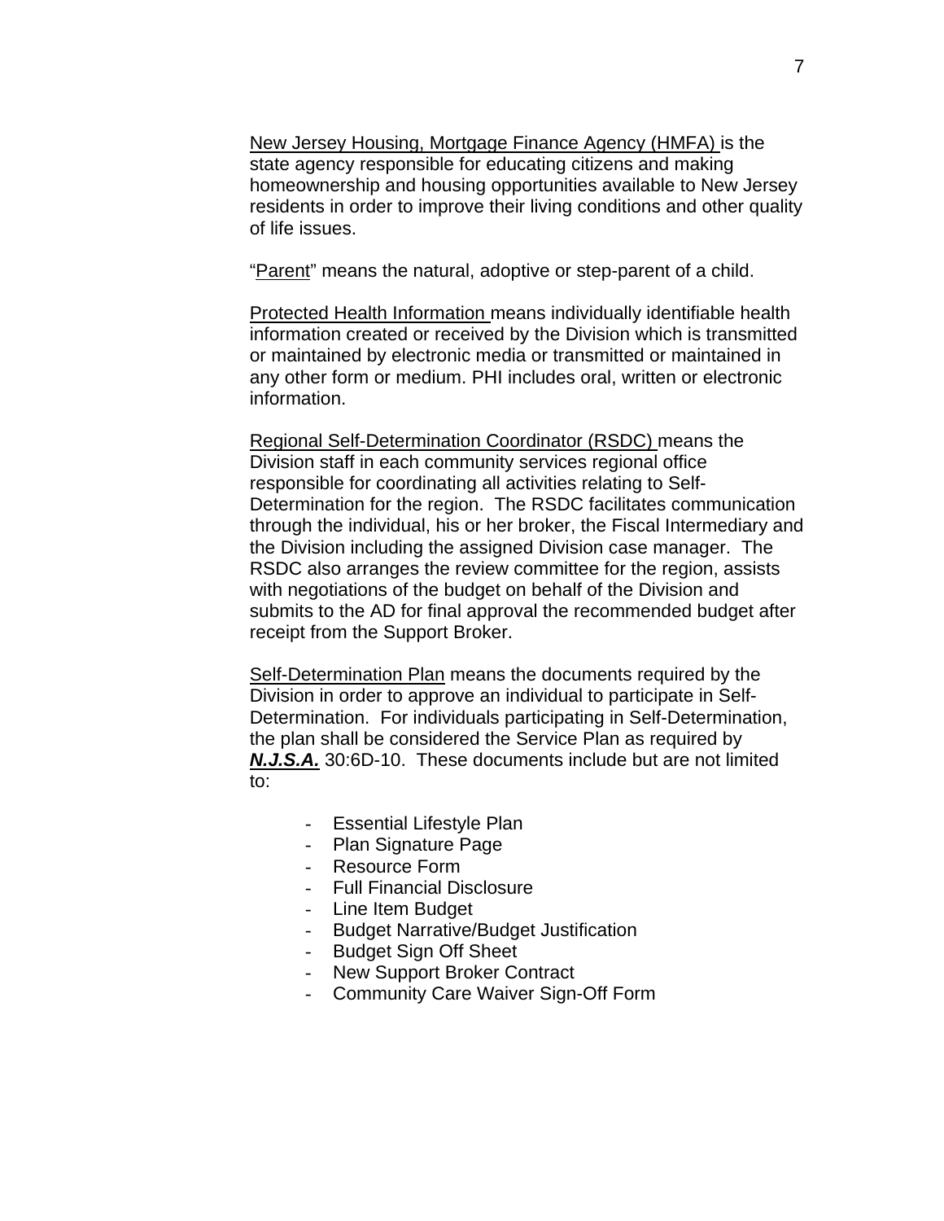New Jersey Housing, Mortgage Finance Agency (HMFA) is the state agency responsible for educating citizens and making homeownership and housing opportunities available to New Jersey residents in order to improve their living conditions and other quality of life issues.

"Parent" means the natural, adoptive or step-parent of a child.

Protected Health Information means individually identifiable health information created or received by the Division which is transmitted or maintained by electronic media or transmitted or maintained in any other form or medium. PHI includes oral, written or electronic information.

Regional Self-Determination Coordinator (RSDC) means the Division staff in each community services regional office responsible for coordinating all activities relating to Self-Determination for the region. The RSDC facilitates communication through the individual, his or her broker, the Fiscal Intermediary and the Division including the assigned Division case manager. The RSDC also arranges the review committee for the region, assists with negotiations of the budget on behalf of the Division and submits to the AD for final approval the recommended budget after receipt from the Support Broker.

Self-Determination Plan means the documents required by the Division in order to approve an individual to participate in Self-Determination. For individuals participating in Self-Determination, the plan shall be considered the Service Plan as required by ***N.J.S.A.*** 30:6D-10. These documents include but are not limited to:

- Essential Lifestyle Plan
- Plan Signature Page
- Resource Form
- Full Financial Disclosure
- Line Item Budget
- Budget Narrative/Budget Justification
- Budget Sign Off Sheet
- New Support Broker Contract
- Community Care Waiver Sign-Off Form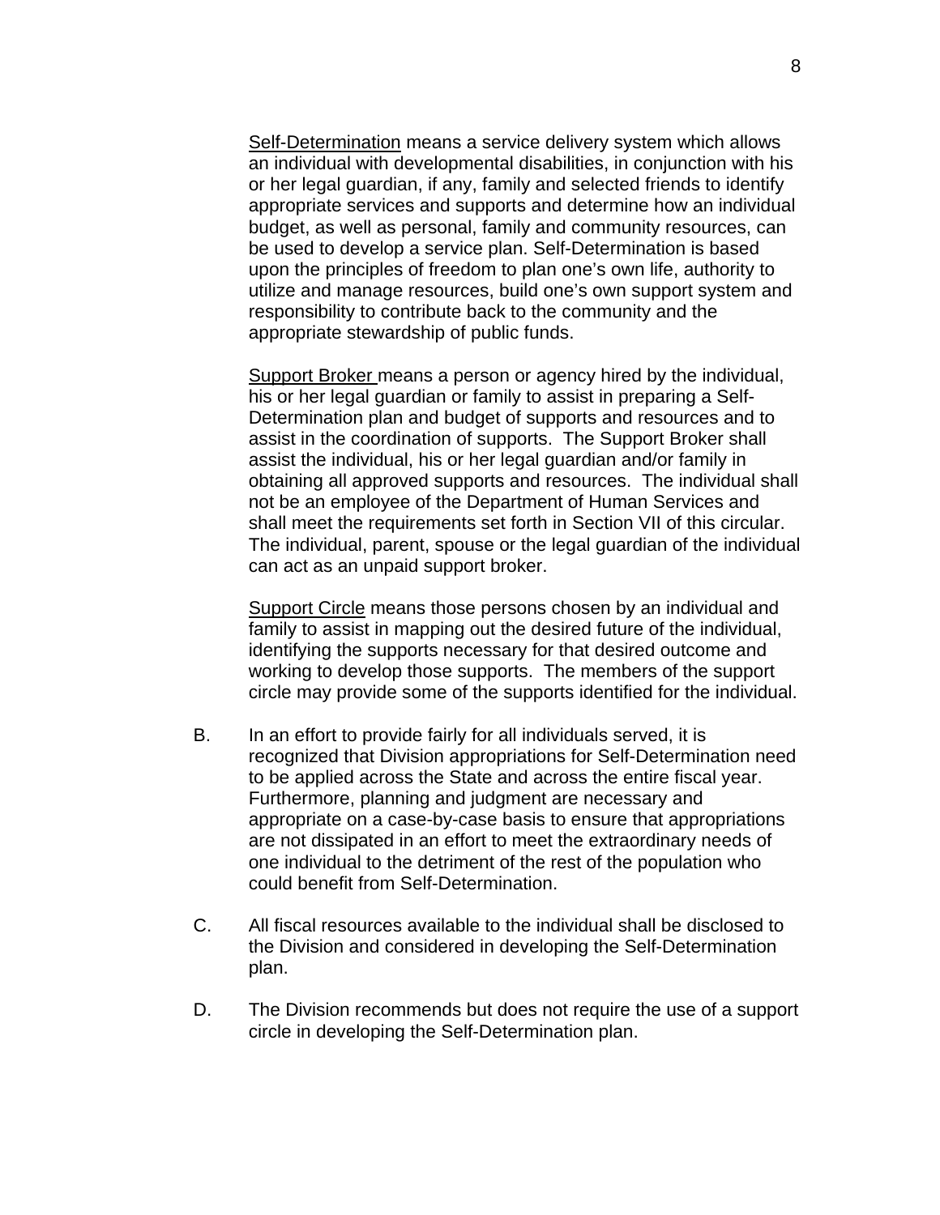<u>Self-Determination</u> means a service delivery system which allows an individual with developmental disabilities, in conjunction with his or her legal guardian, if any, family and selected friends to identify appropriate services and supports and determine how an individual budget, as well as personal, family and community resources, can be used to develop a service plan. Self-Determination is based upon the principles of freedom to plan one's own life, authority to utilize and manage resources, build one's own support system and responsibility to contribute back to the community and the appropriate stewardship of public funds.

<u>Support Broker</u> means a person or agency hired by the individual, his or her legal guardian or family to assist in preparing a Self-Determination plan and budget of supports and resources and to assist in the coordination of supports. The Support Broker shall assist the individual, his or her legal guardian and/or family in obtaining all approved supports and resources. The individual shall not be an employee of the Department of Human Services and shall meet the requirements set forth in Section VII of this circular. The individual, parent, spouse or the legal guardian of the individual can act as an unpaid support broker.

<u>Support Circle</u> means those persons chosen by an individual and family to assist in mapping out the desired future of the individual, identifying the supports necessary for that desired outcome and working to develop those supports. The members of the support circle may provide some of the supports identified for the individual.

B. In an effort to provide fairly for all individuals served, it is recognized that Division appropriations for Self-Determination need to be applied across the State and across the entire fiscal year. Furthermore, planning and judgment are necessary and appropriate on a case-by-case basis to ensure that appropriations are not dissipated in an effort to meet the extraordinary needs of one individual to the detriment of the rest of the population who could benefit from Self-Determination.

C. All fiscal resources available to the individual shall be disclosed to the Division and considered in developing the Self-Determination plan.

D. The Division recommends but does not require the use of a support circle in developing the Self-Determination plan.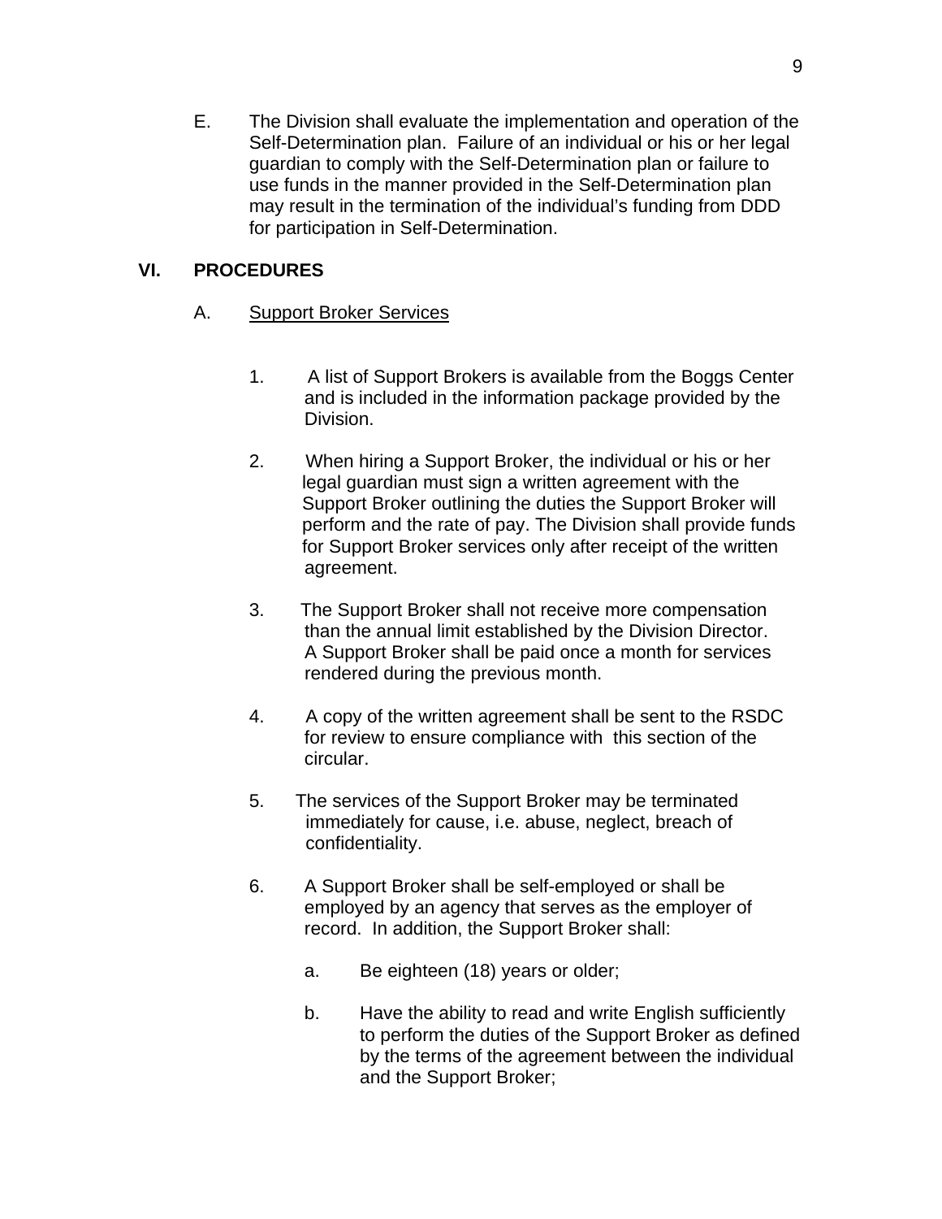E. The Division shall evaluate the implementation and operation of the Self-Determination plan. Failure of an individual or his or her legal guardian to comply with the Self-Determination plan or failure to use funds in the manner provided in the Self-Determination plan may result in the termination of the individual's funding from DDD for participation in Self-Determination.

## VI. PROCEDURES

A. <u>Support Broker Services</u>

1. A list of Support Brokers is available from the Boggs Center and is included in the information package provided by the Division.

2. When hiring a Support Broker, the individual or his or her legal guardian must sign a written agreement with the Support Broker outlining the duties the Support Broker will perform and the rate of pay. The Division shall provide funds for Support Broker services only after receipt of the written agreement.

3. The Support Broker shall not receive more compensation than the annual limit established by the Division Director. A Support Broker shall be paid once a month for services rendered during the previous month.

4. A copy of the written agreement shall be sent to the RSDC for review to ensure compliance with this section of the circular.

5. The services of the Support Broker may be terminated immediately for cause, i.e. abuse, neglect, breach of confidentiality.

6. A Support Broker shall be self-employed or shall be employed by an agency that serves as the employer of record. In addition, the Support Broker shall:

   a. Be eighteen (18) years or older;

   b. Have the ability to read and write English sufficiently to perform the duties of the Support Broker as defined by the terms of the agreement between the individual and the Support Broker;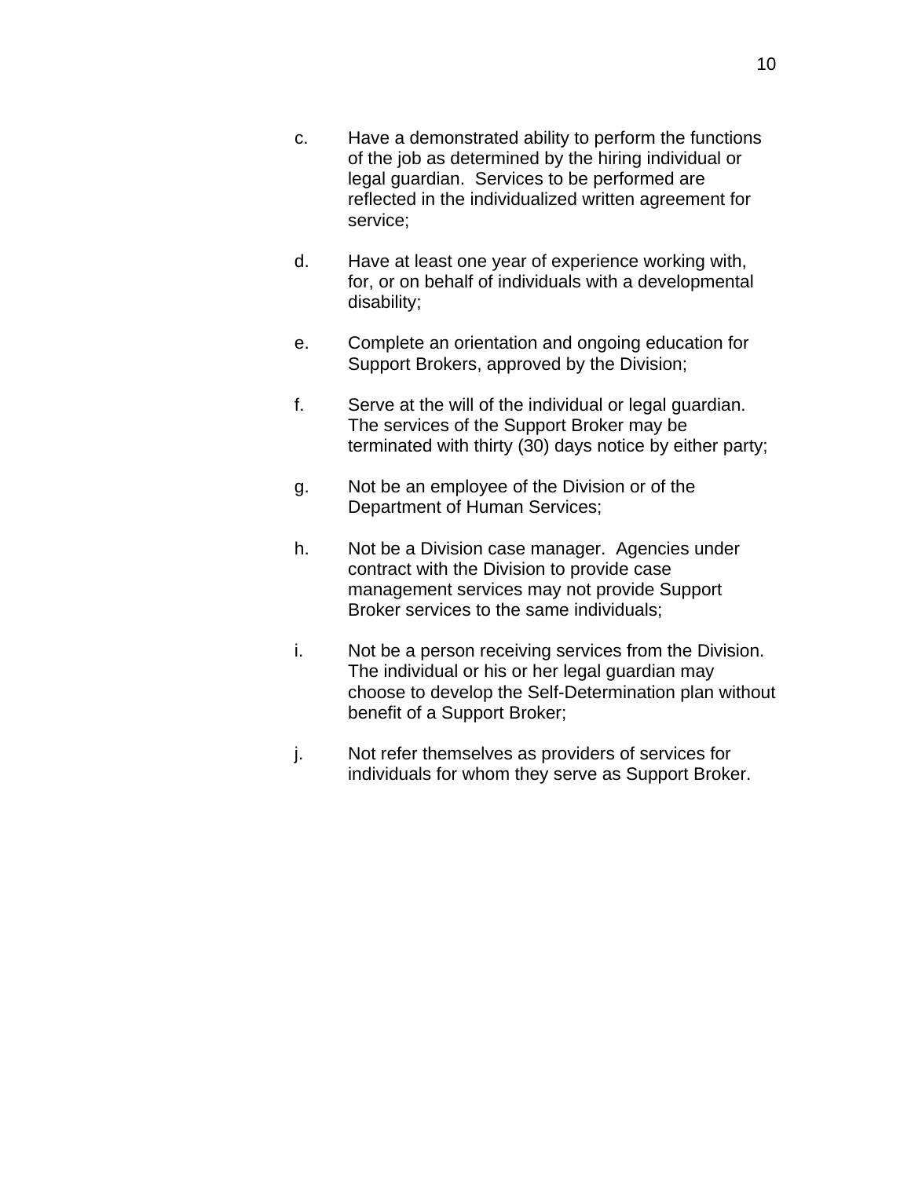c. Have a demonstrated ability to perform the functions of the job as determined by the hiring individual or legal guardian. Services to be performed are reflected in the individualized written agreement for service;

d. Have at least one year of experience working with, for, or on behalf of individuals with a developmental disability;

e. Complete an orientation and ongoing education for Support Brokers, approved by the Division;

f. Serve at the will of the individual or legal guardian. The services of the Support Broker may be terminated with thirty (30) days notice by either party;

g. Not be an employee of the Division or of the Department of Human Services;

h. Not be a Division case manager. Agencies under contract with the Division to provide case management services may not provide Support Broker services to the same individuals;

i. Not be a person receiving services from the Division. The individual or his or her legal guardian may choose to develop the Self-Determination plan without benefit of a Support Broker;

j. Not refer themselves as providers of services for individuals for whom they serve as Support Broker.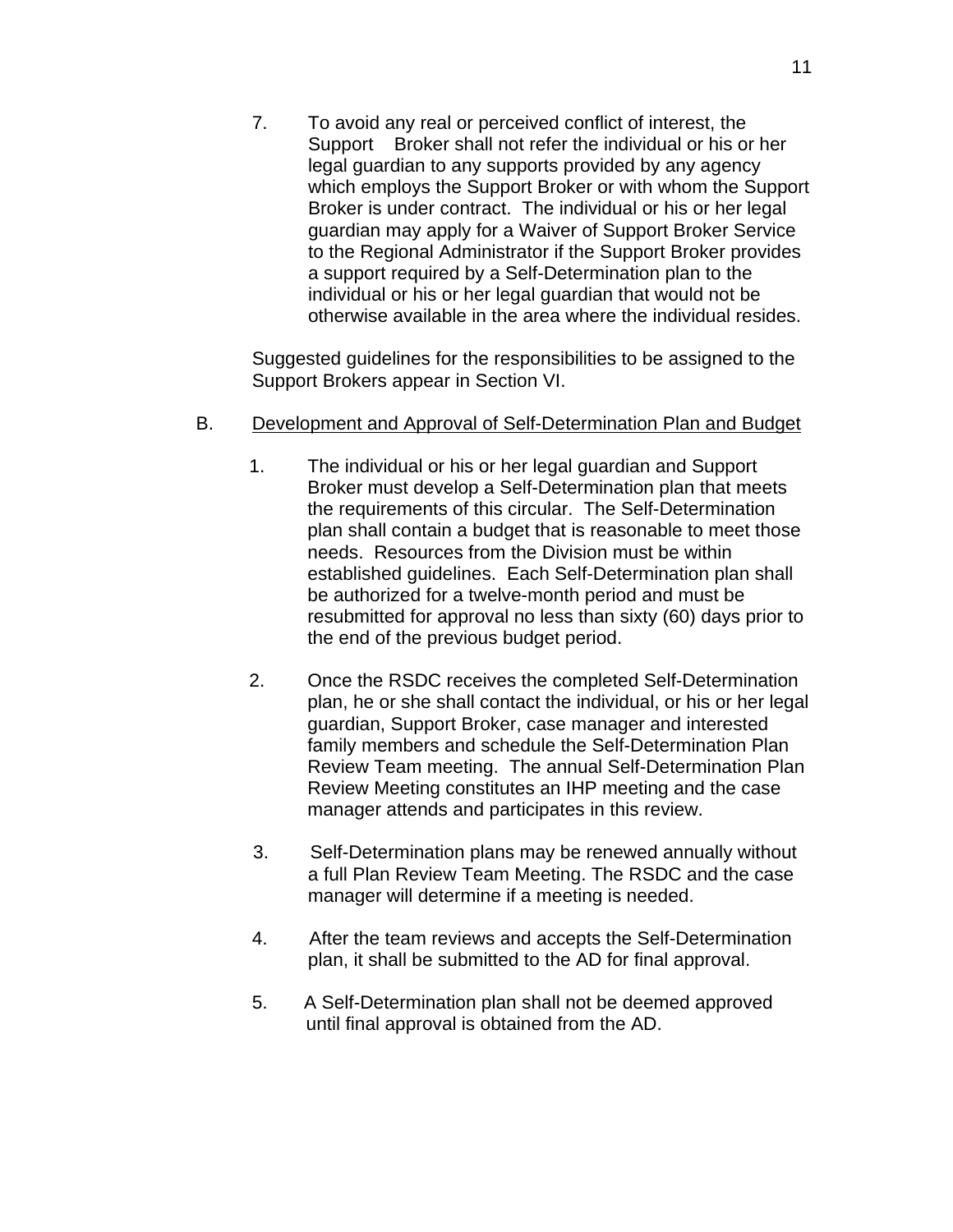7. To avoid any real or perceived conflict of interest, the Support Broker shall not refer the individual or his or her legal guardian to any supports provided by any agency which employs the Support Broker or with whom the Support Broker is under contract. The individual or his or her legal guardian may apply for a Waiver of Support Broker Service to the Regional Administrator if the Support Broker provides a support required by a Self-Determination plan to the individual or his or her legal guardian that would not be otherwise available in the area where the individual resides.

Suggested guidelines for the responsibilities to be assigned to the Support Brokers appear in Section VI.

B. Development and Approval of Self-Determination Plan and Budget

1. The individual or his or her legal guardian and Support Broker must develop a Self-Determination plan that meets the requirements of this circular. The Self-Determination plan shall contain a budget that is reasonable to meet those needs. Resources from the Division must be within established guidelines. Each Self-Determination plan shall be authorized for a twelve-month period and must be resubmitted for approval no less than sixty (60) days prior to the end of the previous budget period.

2. Once the RSDC receives the completed Self-Determination plan, he or she shall contact the individual, or his or her legal guardian, Support Broker, case manager and interested family members and schedule the Self-Determination Plan Review Team meeting. The annual Self-Determination Plan Review Meeting constitutes an IHP meeting and the case manager attends and participates in this review.

3. Self-Determination plans may be renewed annually without a full Plan Review Team Meeting. The RSDC and the case manager will determine if a meeting is needed.

4. After the team reviews and accepts the Self-Determination plan, it shall be submitted to the AD for final approval.

5. A Self-Determination plan shall not be deemed approved until final approval is obtained from the AD.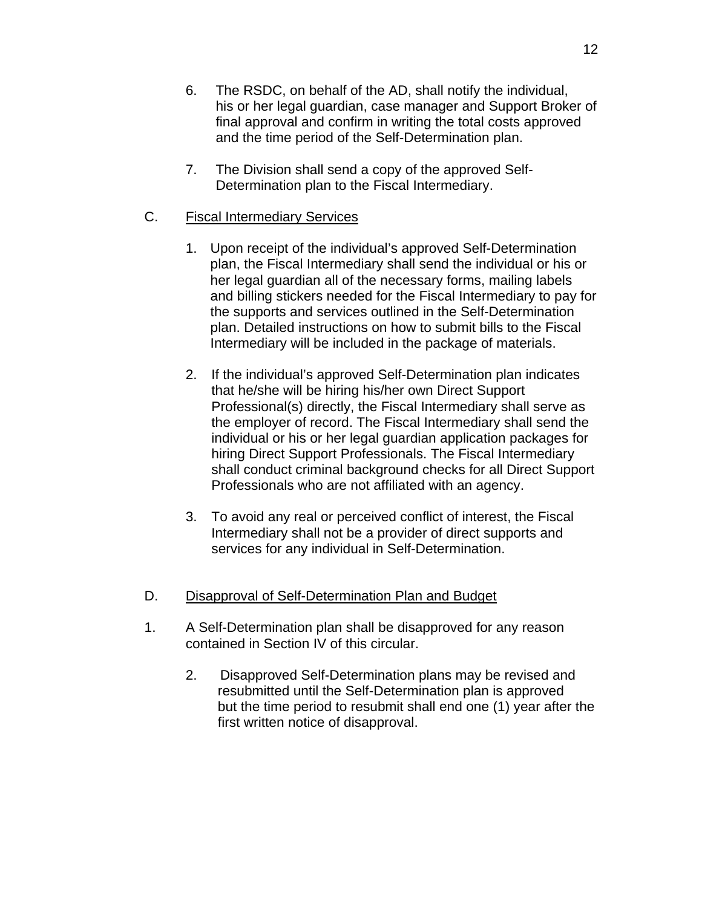6. The RSDC, on behalf of the AD, shall notify the individual, his or her legal guardian, case manager and Support Broker of final approval and confirm in writing the total costs approved and the time period of the Self-Determination plan.

7. The Division shall send a copy of the approved Self-Determination plan to the Fiscal Intermediary.

C. <u>Fiscal Intermediary Services</u>

1. Upon receipt of the individual's approved Self-Determination plan, the Fiscal Intermediary shall send the individual or his or her legal guardian all of the necessary forms, mailing labels and billing stickers needed for the Fiscal Intermediary to pay for the supports and services outlined in the Self-Determination plan. Detailed instructions on how to submit bills to the Fiscal Intermediary will be included in the package of materials.

2. If the individual's approved Self-Determination plan indicates that he/she will be hiring his/her own Direct Support Professional(s) directly, the Fiscal Intermediary shall serve as the employer of record. The Fiscal Intermediary shall send the individual or his or her legal guardian application packages for hiring Direct Support Professionals. The Fiscal Intermediary shall conduct criminal background checks for all Direct Support Professionals who are not affiliated with an agency.

3. To avoid any real or perceived conflict of interest, the Fiscal Intermediary shall not be a provider of direct supports and services for any individual in Self-Determination.

D. <u>Disapproval of Self-Determination Plan and Budget</u>

1. A Self-Determination plan shall be disapproved for any reason contained in Section IV of this circular.

2. Disapproved Self-Determination plans may be revised and resubmitted until the Self-Determination plan is approved but the time period to resubmit shall end one (1) year after the first written notice of disapproval.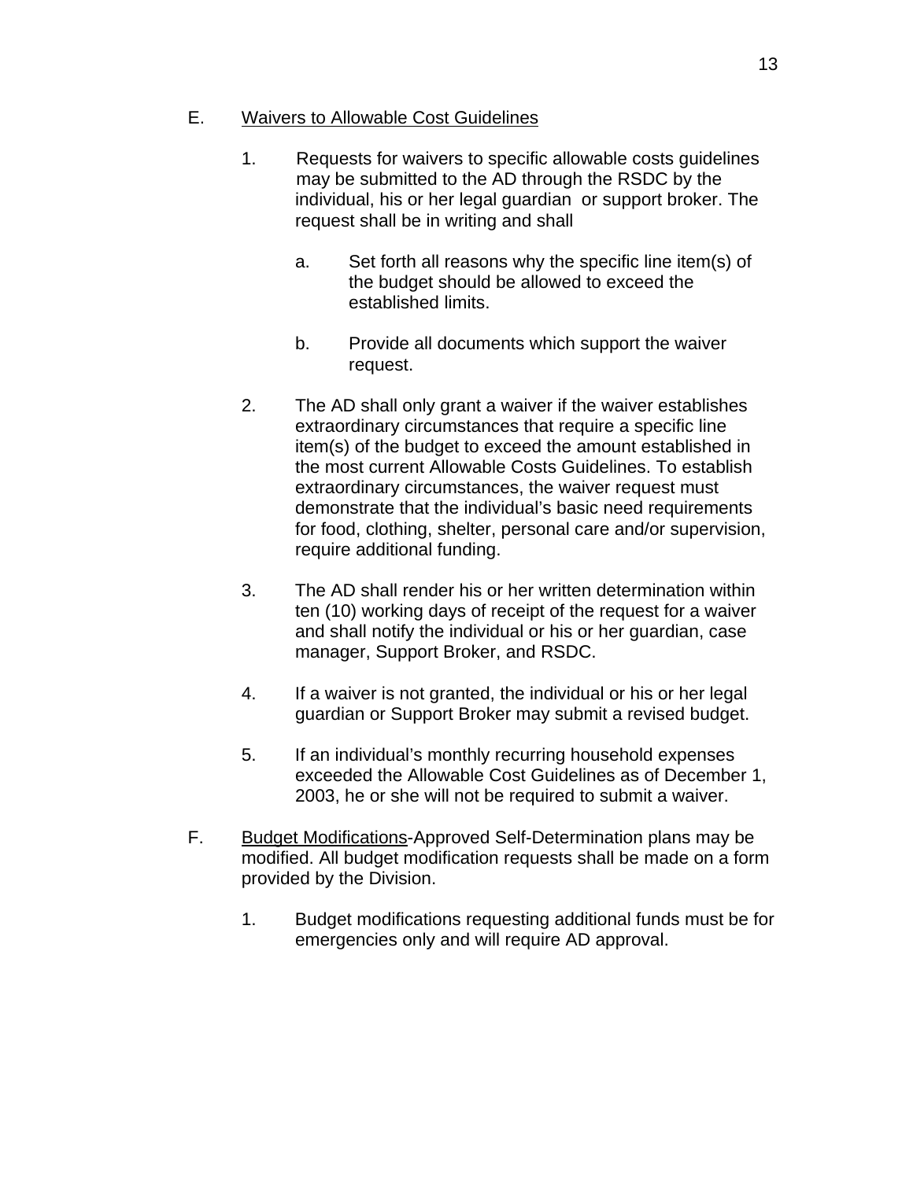E. Waivers to Allowable Cost Guidelines

1. Requests for waivers to specific allowable costs guidelines may be submitted to the AD through the RSDC by the individual, his or her legal guardian or support broker. The request shall be in writing and shall

   a. Set forth all reasons why the specific line item(s) of the budget should be allowed to exceed the established limits.

   b. Provide all documents which support the waiver request.

2. The AD shall only grant a waiver if the waiver establishes extraordinary circumstances that require a specific line item(s) of the budget to exceed the amount established in the most current Allowable Costs Guidelines. To establish extraordinary circumstances, the waiver request must demonstrate that the individual's basic need requirements for food, clothing, shelter, personal care and/or supervision, require additional funding.

3. The AD shall render his or her written determination within ten (10) working days of receipt of the request for a waiver and shall notify the individual or his or her guardian, case manager, Support Broker, and RSDC.

4. If a waiver is not granted, the individual or his or her legal guardian or Support Broker may submit a revised budget.

5. If an individual's monthly recurring household expenses exceeded the Allowable Cost Guidelines as of December 1, 2003, he or she will not be required to submit a waiver.

F. Budget Modifications-Approved Self-Determination plans may be modified. All budget modification requests shall be made on a form provided by the Division.

1. Budget modifications requesting additional funds must be for emergencies only and will require AD approval.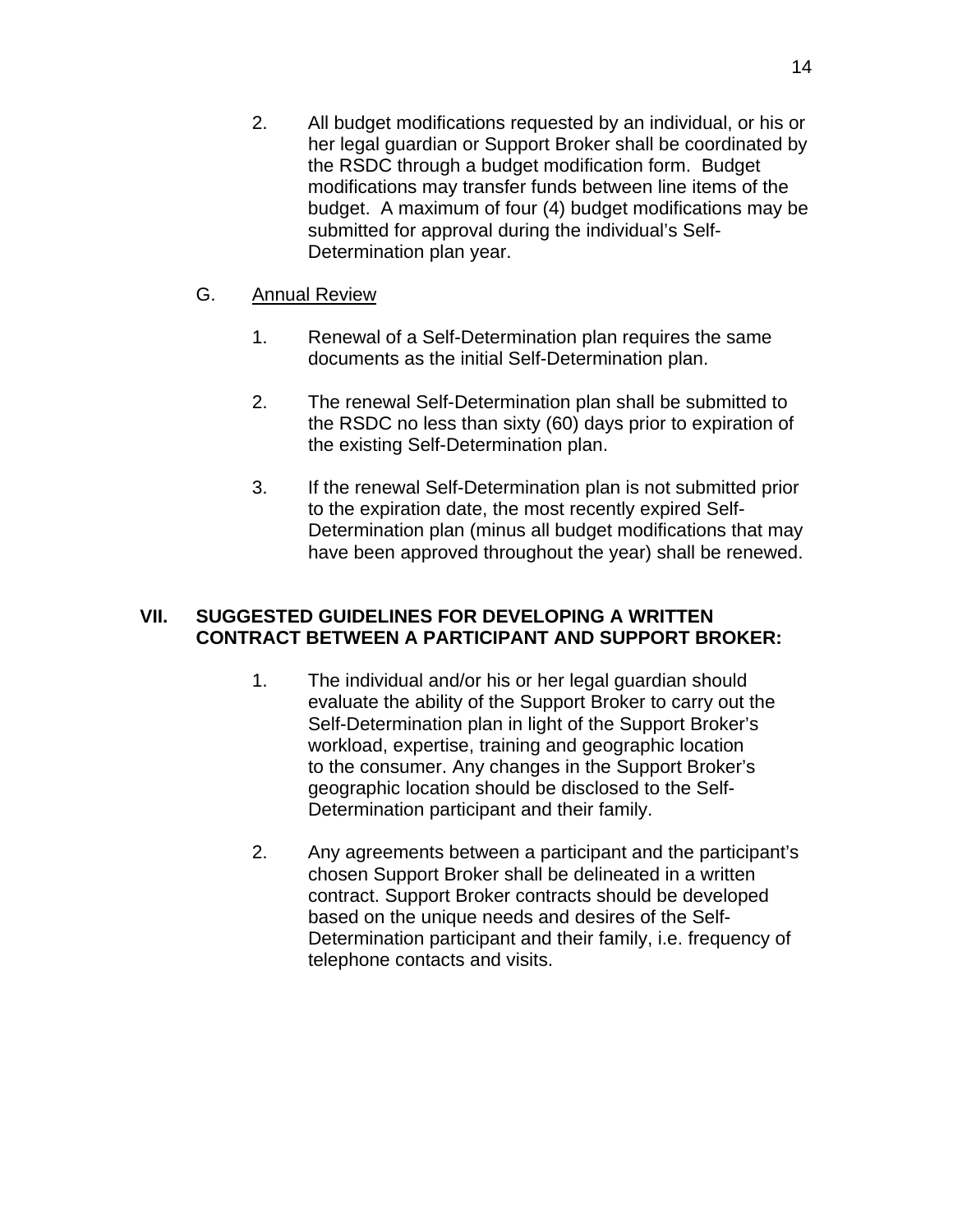2. All budget modifications requested by an individual, or his or her legal guardian or Support Broker shall be coordinated by the RSDC through a budget modification form. Budget modifications may transfer funds between line items of the budget. A maximum of four (4) budget modifications may be submitted for approval during the individual's Self-Determination plan year.

G. <u>Annual Review</u>

1. Renewal of a Self-Determination plan requires the same documents as the initial Self-Determination plan.

2. The renewal Self-Determination plan shall be submitted to the RSDC no less than sixty (60) days prior to expiration of the existing Self-Determination plan.

3. If the renewal Self-Determination plan is not submitted prior to the expiration date, the most recently expired Self-Determination plan (minus all budget modifications that may have been approved throughout the year) shall be renewed.

## VII. SUGGESTED GUIDELINES FOR DEVELOPING A WRITTEN CONTRACT BETWEEN A PARTICIPANT AND SUPPORT BROKER:

1. The individual and/or his or her legal guardian should evaluate the ability of the Support Broker to carry out the Self-Determination plan in light of the Support Broker's workload, expertise, training and geographic location to the consumer. Any changes in the Support Broker's geographic location should be disclosed to the Self-Determination participant and their family.

2. Any agreements between a participant and the participant's chosen Support Broker shall be delineated in a written contract. Support Broker contracts should be developed based on the unique needs and desires of the Self-Determination participant and their family, i.e. frequency of telephone contacts and visits.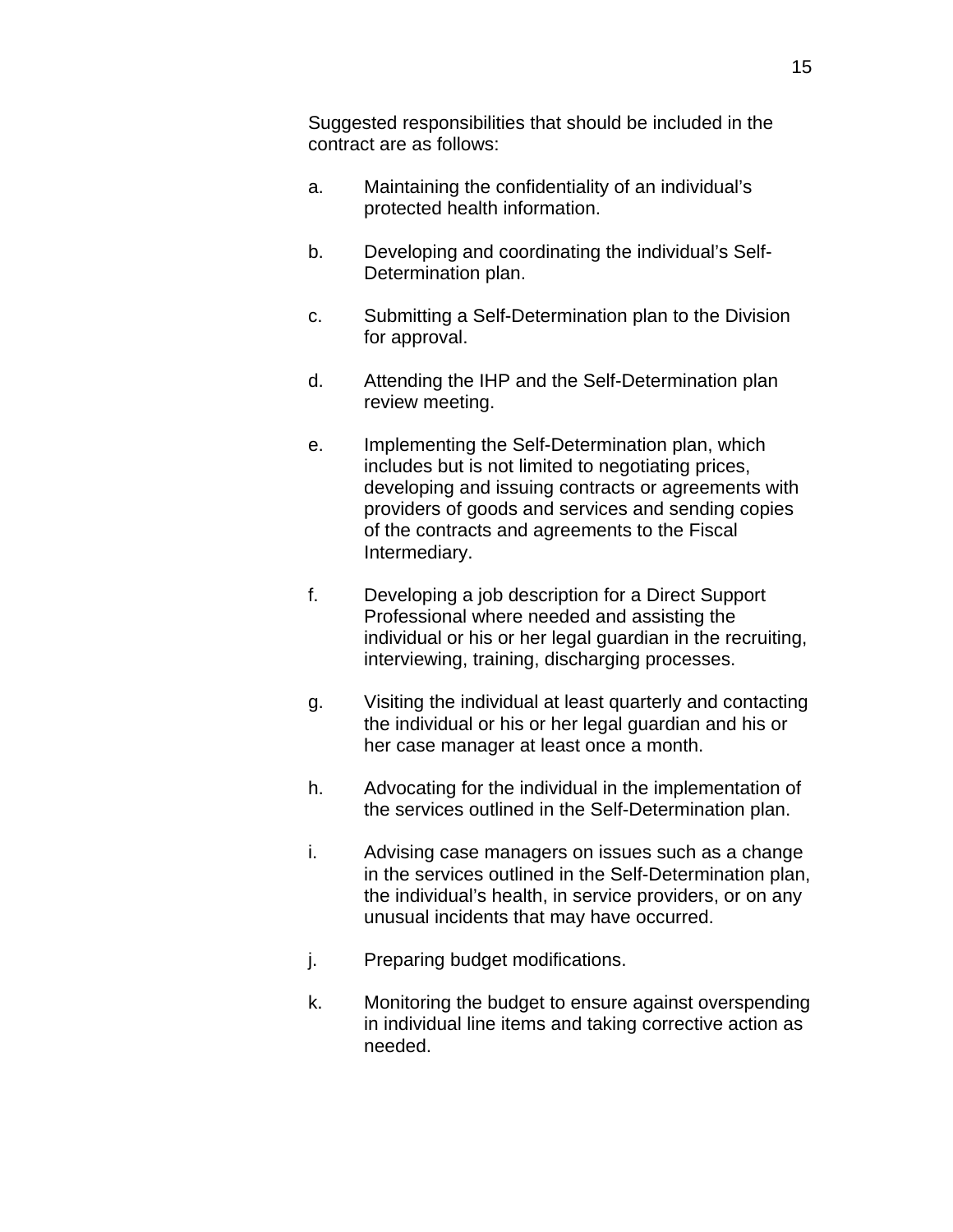Suggested responsibilities that should be included in the contract are as follows:

a. Maintaining the confidentiality of an individual's protected health information.

b. Developing and coordinating the individual's Self-Determination plan.

c. Submitting a Self-Determination plan to the Division for approval.

d. Attending the IHP and the Self-Determination plan review meeting.

e. Implementing the Self-Determination plan, which includes but is not limited to negotiating prices, developing and issuing contracts or agreements with providers of goods and services and sending copies of the contracts and agreements to the Fiscal Intermediary.

f. Developing a job description for a Direct Support Professional where needed and assisting the individual or his or her legal guardian in the recruiting, interviewing, training, discharging processes.

g. Visiting the individual at least quarterly and contacting the individual or his or her legal guardian and his or her case manager at least once a month.

h. Advocating for the individual in the implementation of the services outlined in the Self-Determination plan.

i. Advising case managers on issues such as a change in the services outlined in the Self-Determination plan, the individual's health, in service providers, or on any unusual incidents that may have occurred.

j. Preparing budget modifications.

k. Monitoring the budget to ensure against overspending in individual line items and taking corrective action as needed.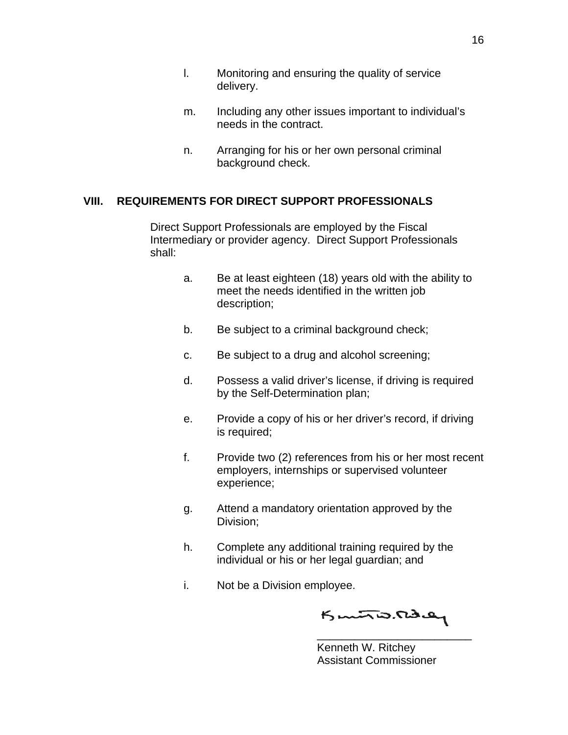l. Monitoring and ensuring the quality of service delivery.

m. Including any other issues important to individual's needs in the contract.

n. Arranging for his or her own personal criminal background check.

## VIII. REQUIREMENTS FOR DIRECT SUPPORT PROFESSIONALS

Direct Support Professionals are employed by the Fiscal Intermediary or provider agency. Direct Support Professionals shall:

a. Be at least eighteen (18) years old with the ability to meet the needs identified in the written job description;

b. Be subject to a criminal background check;

c. Be subject to a drug and alcohol screening;

d. Possess a valid driver's license, if driving is required by the Self-Determination plan;

e. Provide a copy of his or her driver's record, if driving is required;

f. Provide two (2) references from his or her most recent employers, internships or supervised volunteer experience;

g. Attend a mandatory orientation approved by the Division;

h. Complete any additional training required by the individual or his or her legal guardian; and

i. Not be a Division employee.

_________________________

Kenneth W. Ritchey
Assistant Commissioner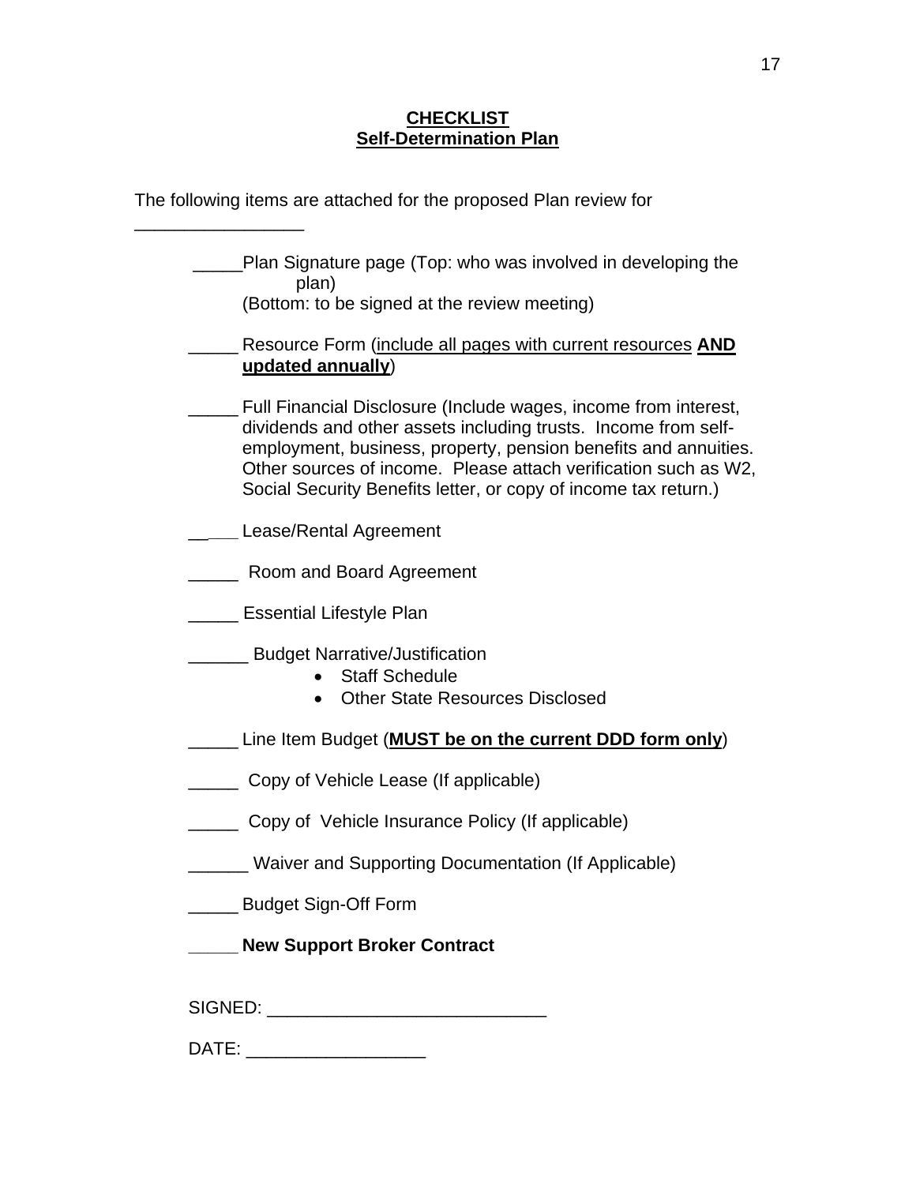**<u>CHECKLIST</u>**
**<u>Self-Determination Plan</u>**

The following items are attached for the proposed Plan review for

________________

_____Plan Signature page (Top: who was involved in developing the plan)
(Bottom: to be signed at the review meeting)

_____ Resource Form (<u>include all pages with current resources</u> **<u>AND updated annually</u>**)

_____ Full Financial Disclosure (Include wages, income from interest, dividends and other assets including trusts. Income from self-employment, business, property, pension benefits and annuities. Other sources of income. Please attach verification such as W2, Social Security Benefits letter, or copy of income tax return.)

_____ Lease/Rental Agreement

_____ Room and Board Agreement

_____ Essential Lifestyle Plan

______ Budget Narrative/Justification

- Staff Schedule
- Other State Resources Disclosed

_____ Line Item Budget (**<u>MUST be on the current DDD form only</u>**)

_____ Copy of Vehicle Lease (If applicable)

_____ Copy of Vehicle Insurance Policy (If applicable)

______ Waiver and Supporting Documentation (If Applicable)

_____ Budget Sign-Off Form

**_____ New Support Broker Contract**

SIGNED: ___________________________

DATE: _________________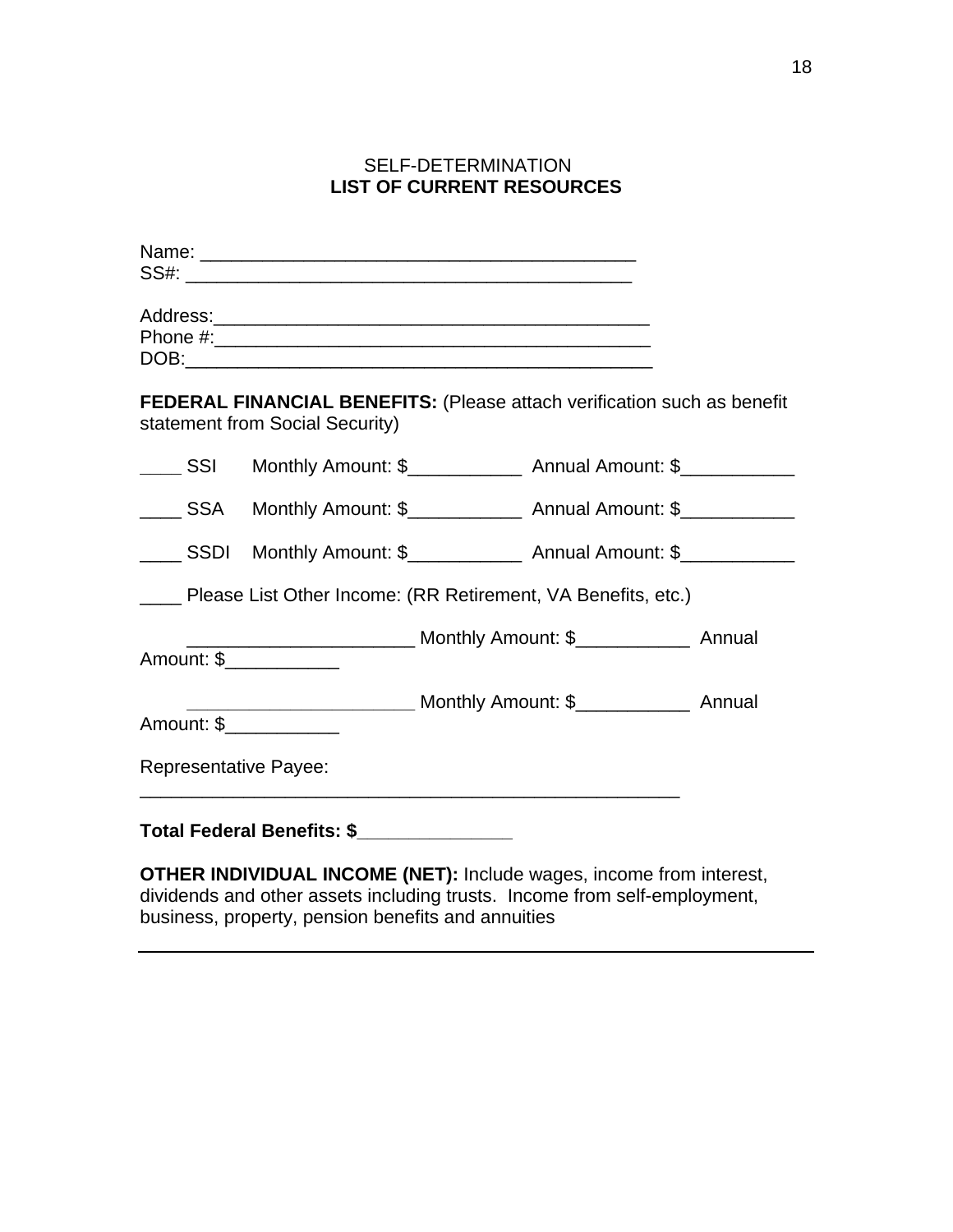SELF-DETERMINATION

**LIST OF CURRENT RESOURCES**

Name: ________________________________________

SS#: __________________________________________

Address:_______________________________________

Phone #:_______________________________________

DOB:__________________________________________

**FEDERAL FINANCIAL BENEFITS:** (Please attach verification such as benefit statement from Social Security)

____ SSI Monthly Amount: $___________ Annual Amount: $___________

____ SSA Monthly Amount: $___________ Annual Amount: $___________

____ SSDI Monthly Amount: $___________ Annual Amount: $___________

____ Please List Other Income: (RR Retirement, VA Benefits, etc.)

______________________ Monthly Amount: $___________ Annual Amount: $___________

______________________ Monthly Amount: $___________ Annual Amount: $___________

Representative Payee:

_____________________________________________________

**Total Federal Benefits: $_______________**

**OTHER INDIVIDUAL INCOME (NET):** Include wages, income from interest, dividends and other assets including trusts. Income from self-employment, business, property, pension benefits and annuities

_____________________________________________________________________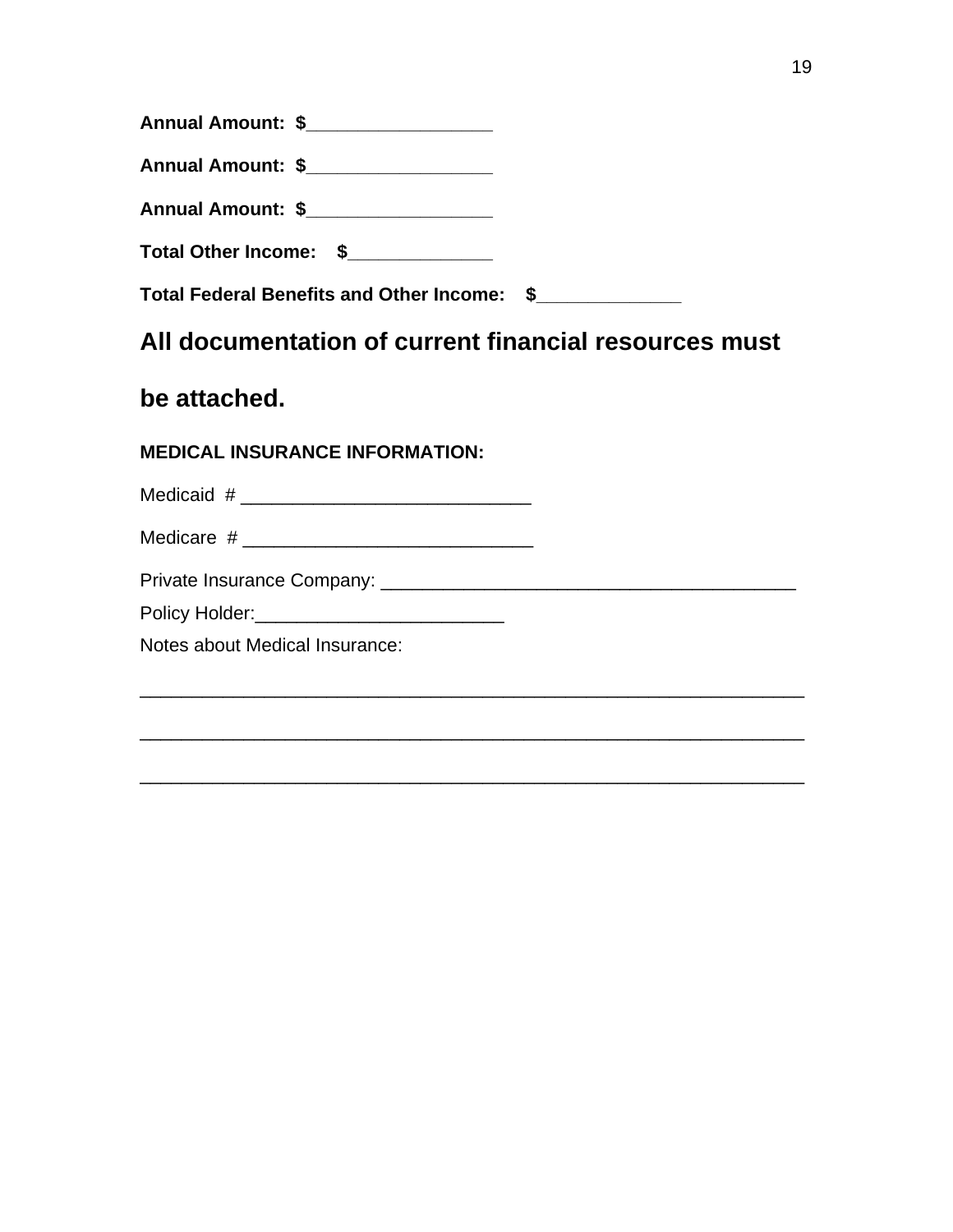**Annual Amount: $_________________**

**Annual Amount: $_________________**

**Annual Amount: $_________________**

**Total Other Income: $_____________**

**Total Federal Benefits and Other Income: $_____________**

## All documentation of current financial resources must be attached.

**MEDICAL INSURANCE INFORMATION:**

Medicaid # ___________________________

Medicare # ___________________________

Private Insurance Company: _______________________________________

Policy Holder:________________________

Notes about Medical Insurance:

_______________________________________________________________

_______________________________________________________________

_______________________________________________________________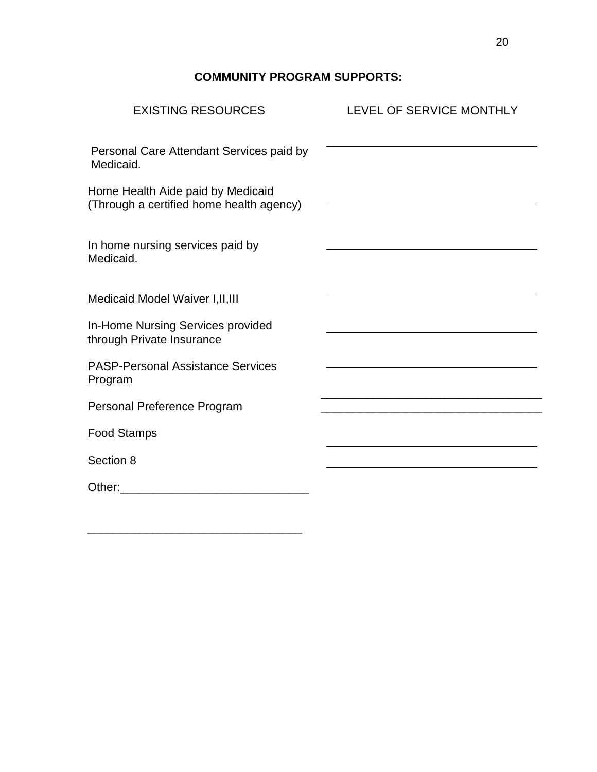**COMMUNITY PROGRAM SUPPORTS:**

| EXISTING RESOURCES | LEVEL OF SERVICE MONTHLY |
| --- | --- |
| Personal Care Attendant Services paid by Medicaid. | ______________________________ |
| Home Health Aide paid by Medicaid (Through a certified home health agency) | ______________________________ |
| In home nursing services paid by Medicaid. | ______________________________ |
| Medicaid Model Waiver I,II,III | ______________________________ |
| In-Home Nursing Services provided through Private Insurance | ______________________________ |
| PASP-Personal Assistance Services Program | ______________________________ |
| Personal Preference Program | ______________________________ |
| Food Stamps | ______________________________ |
| Section 8 | ______________________________ |
| Other:____________________________ | |

________________________________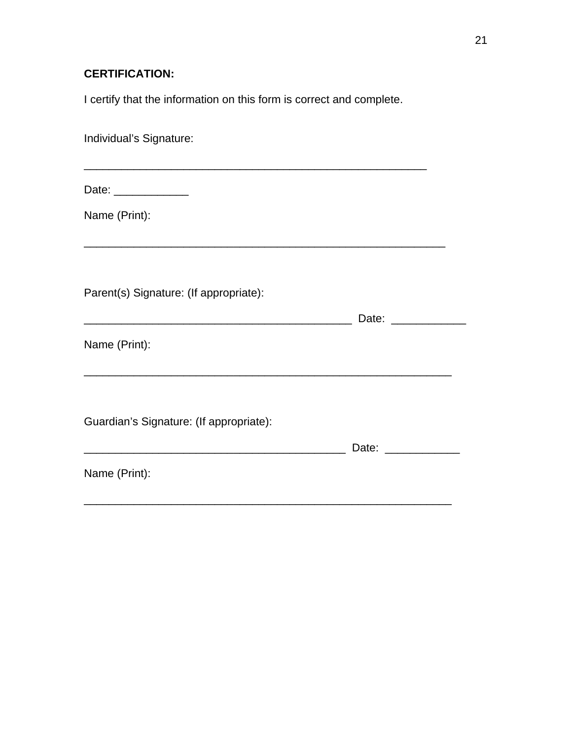**CERTIFICATION:**

I certify that the information on this form is correct and complete.

Individual's Signature:

_______________________________________________________

Date: ____________

Name (Print):

__________________________________________________________

Parent(s) Signature: (If appropriate):

__________________________________________ Date: ____________

Name (Print):

___________________________________________________________

Guardian's Signature: (If appropriate):

_________________________________________ Date: ____________

Name (Print):

___________________________________________________________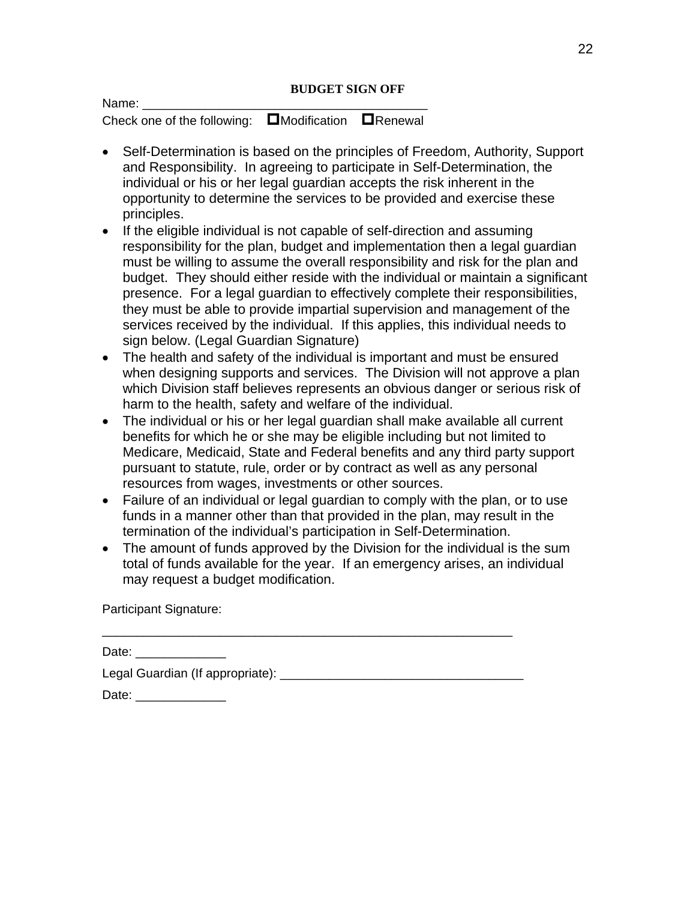## BUDGET SIGN OFF

Name: ________________________________________

Check one of the following: ☐Modification ☐Renewal

- Self-Determination is based on the principles of Freedom, Authority, Support and Responsibility. In agreeing to participate in Self-Determination, the individual or his or her legal guardian accepts the risk inherent in the opportunity to determine the services to be provided and exercise these principles.
- If the eligible individual is not capable of self-direction and assuming responsibility for the plan, budget and implementation then a legal guardian must be willing to assume the overall responsibility and risk for the plan and budget. They should either reside with the individual or maintain a significant presence. For a legal guardian to effectively complete their responsibilities, they must be able to provide impartial supervision and management of the services received by the individual. If this applies, this individual needs to sign below. (Legal Guardian Signature)
- The health and safety of the individual is important and must be ensured when designing supports and services. The Division will not approve a plan which Division staff believes represents an obvious danger or serious risk of harm to the health, safety and welfare of the individual.
- The individual or his or her legal guardian shall make available all current benefits for which he or she may be eligible including but not limited to Medicare, Medicaid, State and Federal benefits and any third party support pursuant to statute, rule, order or by contract as well as any personal resources from wages, investments or other sources.
- Failure of an individual or legal guardian to comply with the plan, or to use funds in a manner other than that provided in the plan, may result in the termination of the individual's participation in Self-Determination.
- The amount of funds approved by the Division for the individual is the sum total of funds available for the year. If an emergency arises, an individual may request a budget modification.

Participant Signature:

____________________________________________________________

Date: _____________

Legal Guardian (If appropriate): ___________________________________

Date: _____________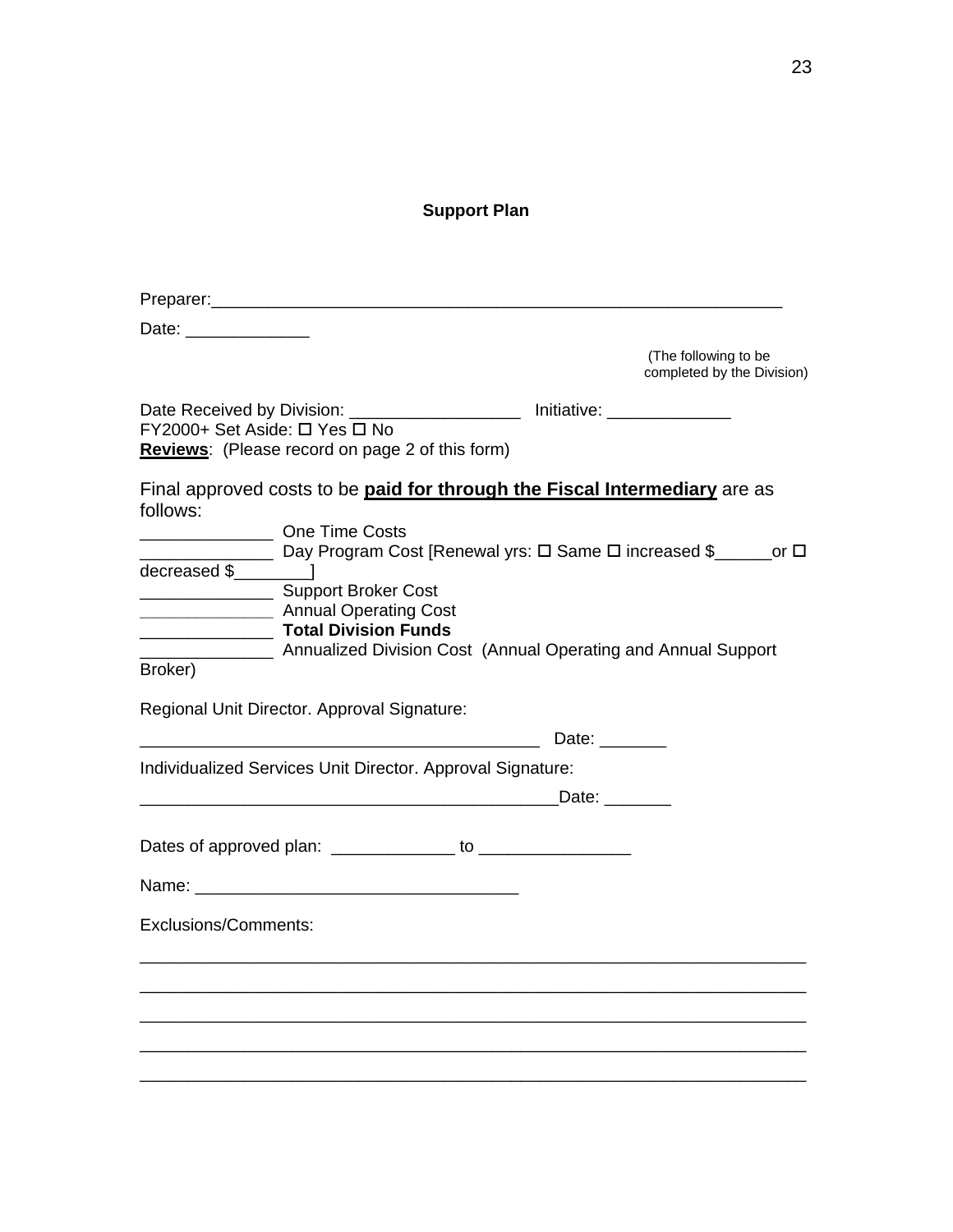**Support Plan**

Preparer:_______________________________________________________________

Date: _____________

(The following to be completed by the Division)

Date Received by Division: _________________ Initiative: _____________
FY2000+ Set Aside: ☐ Yes ☐ No
**Reviews**: (Please record on page 2 of this form)

Final approved costs to be **paid for through the Fiscal Intermediary** are as follows:

_____________ One Time Costs
_____________ Day Program Cost [Renewal yrs: ☐ Same ☐ increased $______or ☐ decreased $________]
_____________ Support Broker Cost
_____________ Annual Operating Cost
_____________ **Total Division Funds**
_____________ Annualized Division Cost (Annual Operating and Annual Support Broker)

Regional Unit Director. Approval Signature:

___________________________________________ Date: _______

Individualized Services Unit Director. Approval Signature:

_____________________________________________Date: _______

Dates of approved plan: _____________ to ________________

Name: __________________________________

Exclusions/Comments:

________________________________________________________________________

________________________________________________________________________

________________________________________________________________________

________________________________________________________________________

________________________________________________________________________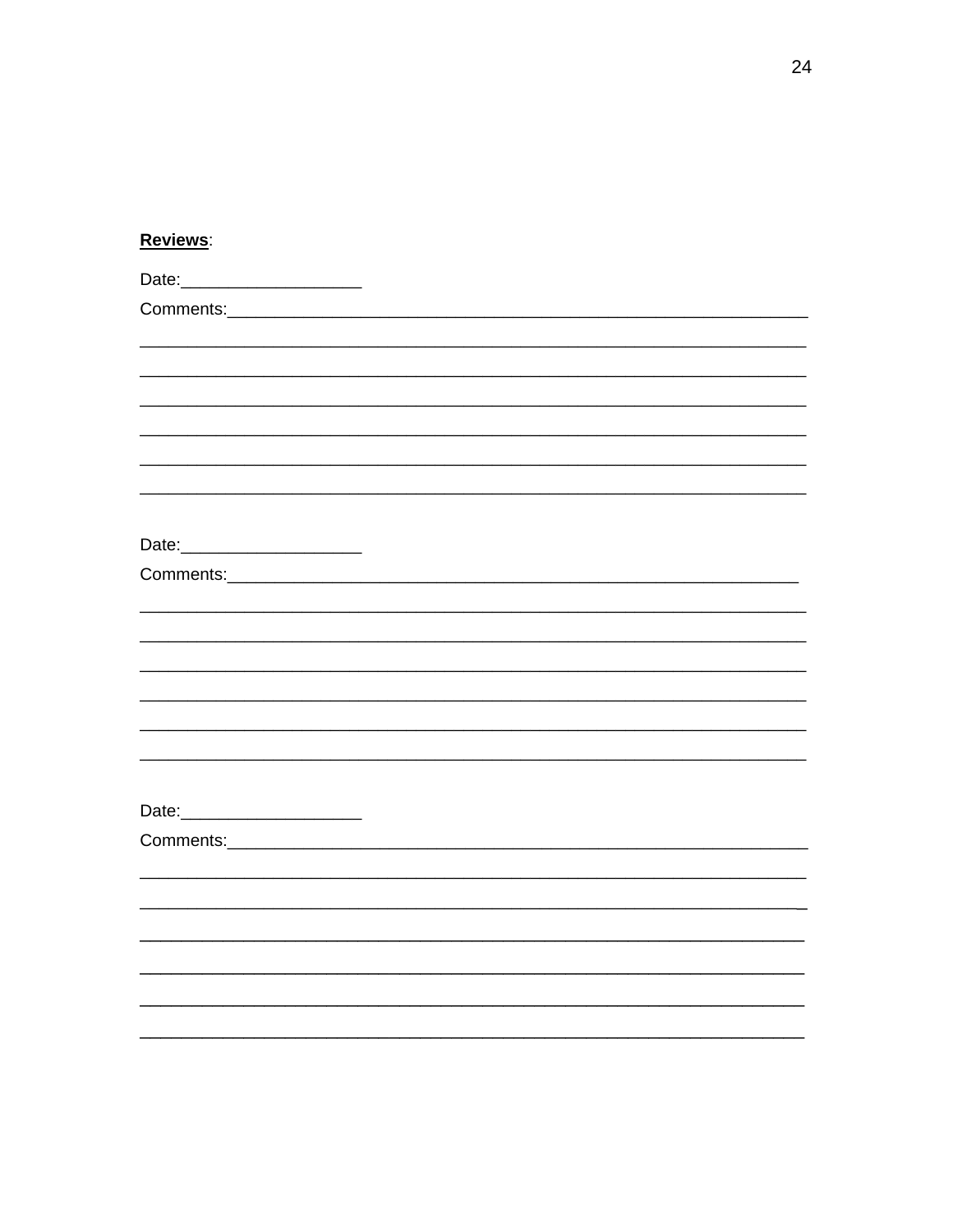**<u>Reviews</u>**:

Date:___________________

Comments:_____________________________________________________________

_____________________________________________________________________

_____________________________________________________________________

_____________________________________________________________________

_____________________________________________________________________

_____________________________________________________________________

_____________________________________________________________________

Date:___________________

Comments:____________________________________________________________

_____________________________________________________________________

_____________________________________________________________________

_____________________________________________________________________

_____________________________________________________________________

_____________________________________________________________________

_____________________________________________________________________

Date:___________________

Comments:_____________________________________________________________

_____________________________________________________________________

_____________________________________________________________________

_____________________________________________________________________

_____________________________________________________________________

_____________________________________________________________________

_____________________________________________________________________